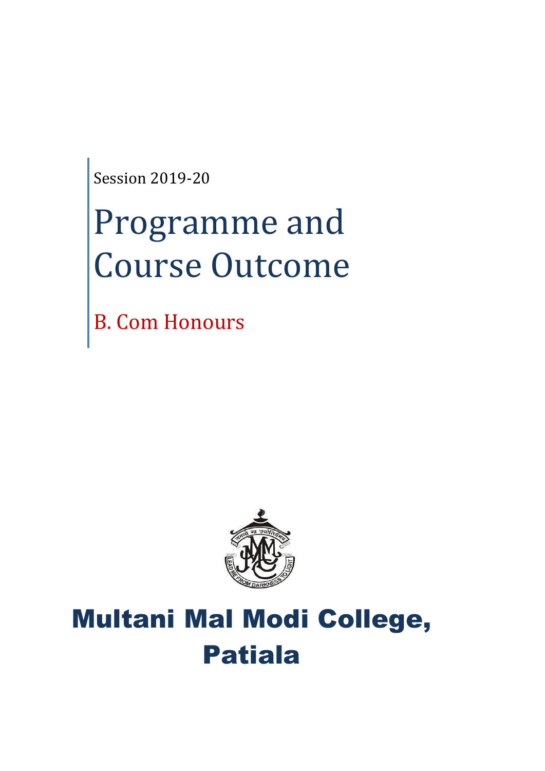Session 2019-20

# Programme and Course Outcome

## B. Com Honours

# Multani Mal Modi College, Patiala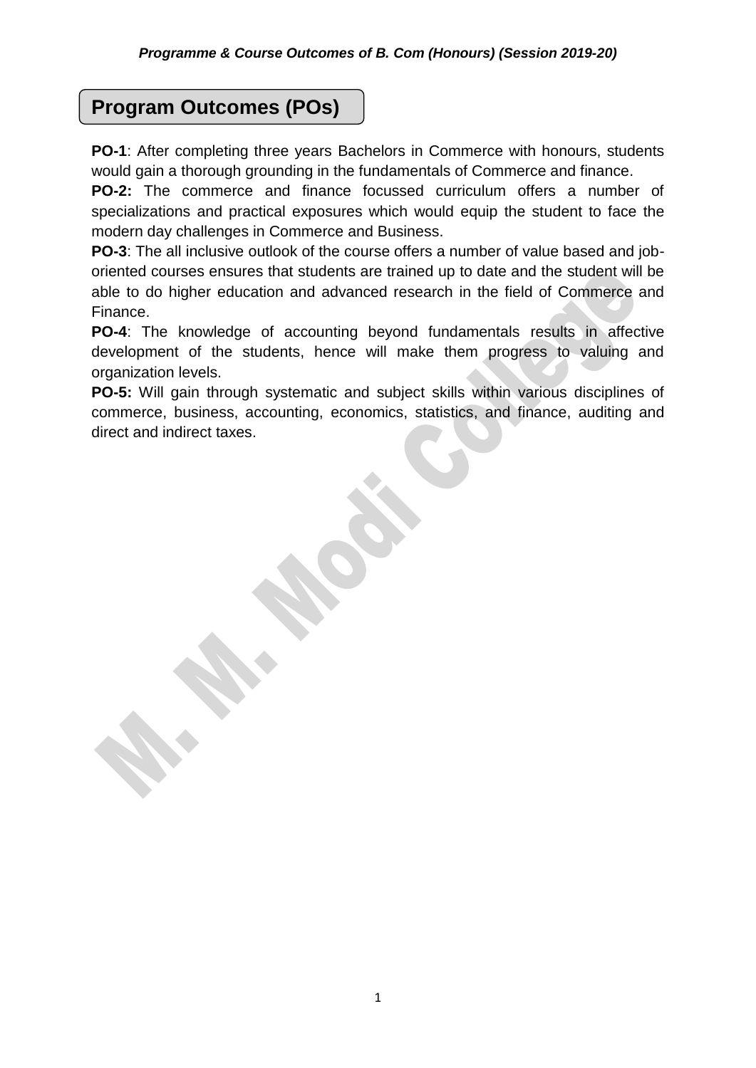## Program Outcomes (POs)

**PO-1**: After completing three years Bachelors in Commerce with honours, students would gain a thorough grounding in the fundamentals of Commerce and finance.

**PO-2:** The commerce and finance focussed curriculum offers a number of specializations and practical exposures which would equip the student to face the modern day challenges in Commerce and Business.

**PO-3**: The all inclusive outlook of the course offers a number of value based and job-oriented courses ensures that students are trained up to date and the student will be able to do higher education and advanced research in the field of Commerce and Finance.

**PO-4**: The knowledge of accounting beyond fundamentals results in affective development of the students, hence will make them progress to valuing and organization levels.

**PO-5:** Will gain through systematic and subject skills within various disciplines of commerce, business, accounting, economics, statistics, and finance, auditing and direct and indirect taxes.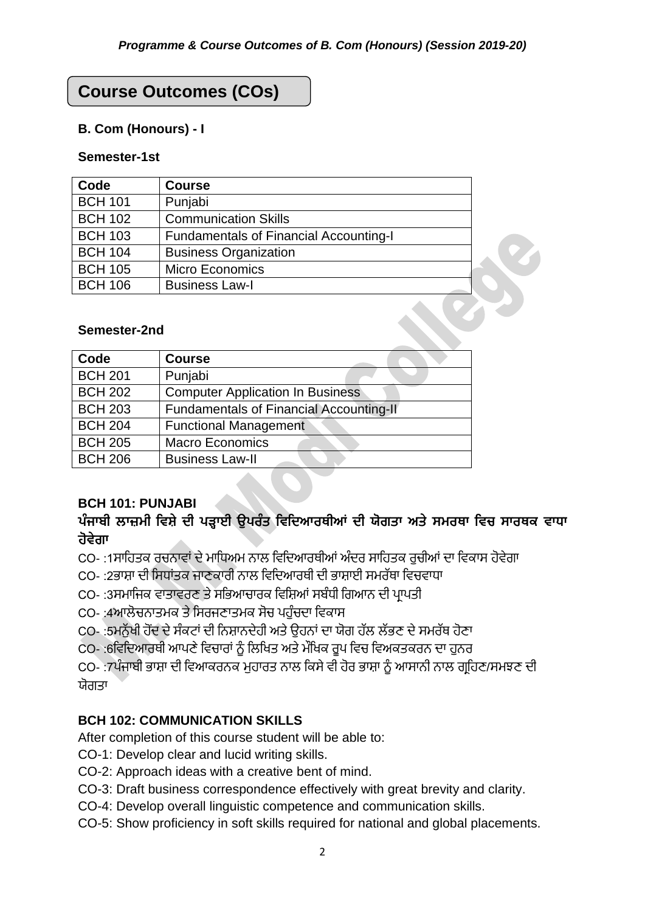## Course Outcomes (COs)

### B. Com (Honours) - I

#### Semester-1st

| Code | Course |
|---|---|
| BCH 101 | Punjabi |
| BCH 102 | Communication Skills |
| BCH 103 | Fundamentals of Financial Accounting-I |
| BCH 104 | Business Organization |
| BCH 105 | Micro Economics |
| BCH 106 | Business Law-I |

#### Semester-2nd

| Code | Course |
|---|---|
| BCH 201 | Punjabi |
| BCH 202 | Computer Application In Business |
| BCH 203 | Fundamentals of Financial Accounting-II |
| BCH 204 | Functional Management |
| BCH 205 | Macro Economics |
| BCH 206 | Business Law-II |

### BCH 101: PUNJABI

**ਪੰਜਾਬੀ ਲਾਜ਼ਮੀ ਵਿਸ਼ੇ ਦੀ ਪੜ੍ਹਾਈ ਉਪਰੰਤ ਵਿਦਿਆਰਥੀਆਂ ਦੀ ਯੋਗਤਾ ਅਤੇ ਸਮਰਥਾ ਵਿਚ ਸਾਰਥਕ ਵਾਧਾ ਹੋਵੇਗਾ**

CO- :1ਸਾਹਿਤਕ ਰਚਨਾਵਾਂ ਦੇ ਮਾਧਿਅਮ ਨਾਲ ਵਿਦਿਆਰਥੀਆਂ ਅੰਦਰ ਸਾਹਿਤਕ ਰੁਚੀਆਂ ਦਾ ਵਿਕਾਸ ਹੋਵੇਗਾ

CO- :2ਭਾਸ਼ਾ ਦੀ ਸਿਧਾਂਤਕ ਜਾਣਕਾਰੀ ਨਾਲ ਵਿਦਿਆਰਥੀ ਦੀ ਭਾਸ਼ਾਈ ਸਮਰੱਥਾ ਵਿਚਵਾਧਾ

CO- :3ਸਮਾਜਿਕ ਵਾਤਾਵਰਣ ਤੇ ਸਭਿਆਚਾਰਕ ਵਿਸ਼ਿਆਂ ਸਬੰਧੀ ਗਿਆਨ ਦੀ ਪ੍ਰਾਪਤੀ

CO- :4ਆਲੋਚਨਾਤਮਕ ਤੇ ਸਿਰਜਣਾਤਮਕ ਸੋਚ ਪਹੁੰਚਦਾ ਵਿਕਾਸ

CO- :5ਮਨੁੱਖੀ ਹੋਂਦ ਦੇ ਸੰਕਟਾਂ ਦੀ ਨਿਸ਼ਾਨਦੇਹੀ ਅਤੇ ਉਹਨਾਂ ਦਾ ਯੋਗ ਹੱਲ ਲੱਭਣ ਦੇ ਸਮਰੱਥ ਹੋਣਾ

CO- :6ਵਿਦਿਆਰਥੀ ਆਪਣੇ ਵਿਚਾਰਾਂ ਨੂੰ ਲਿਖਿਤ ਅਤੇ ਮੌਖਿਕ ਰੂਪ ਵਿਚ ਵਿਅਕਤਕਰਨ ਦਾ ਹੁਨਰ

CO- :7ਪੰਜਾਬੀ ਭਾਸ਼ਾ ਦੀ ਵਿਆਕਰਨਕ ਮੁਹਾਰਤ ਨਾਲ ਕਿਸੇ ਵੀ ਹੋਰ ਭਾਸ਼ਾ ਨੂੰ ਆਸਾਨੀ ਨਾਲ ਗ੍ਰਹਿਣ/ਸਮਝਣ ਦੀ ਯੋਗਤਾ

### BCH 102: COMMUNICATION SKILLS

After completion of this course student will be able to:

CO-1: Develop clear and lucid writing skills.

CO-2: Approach ideas with a creative bent of mind.

CO-3: Draft business correspondence effectively with great brevity and clarity.

CO-4: Develop overall linguistic competence and communication skills.

CO-5: Show proficiency in soft skills required for national and global placements.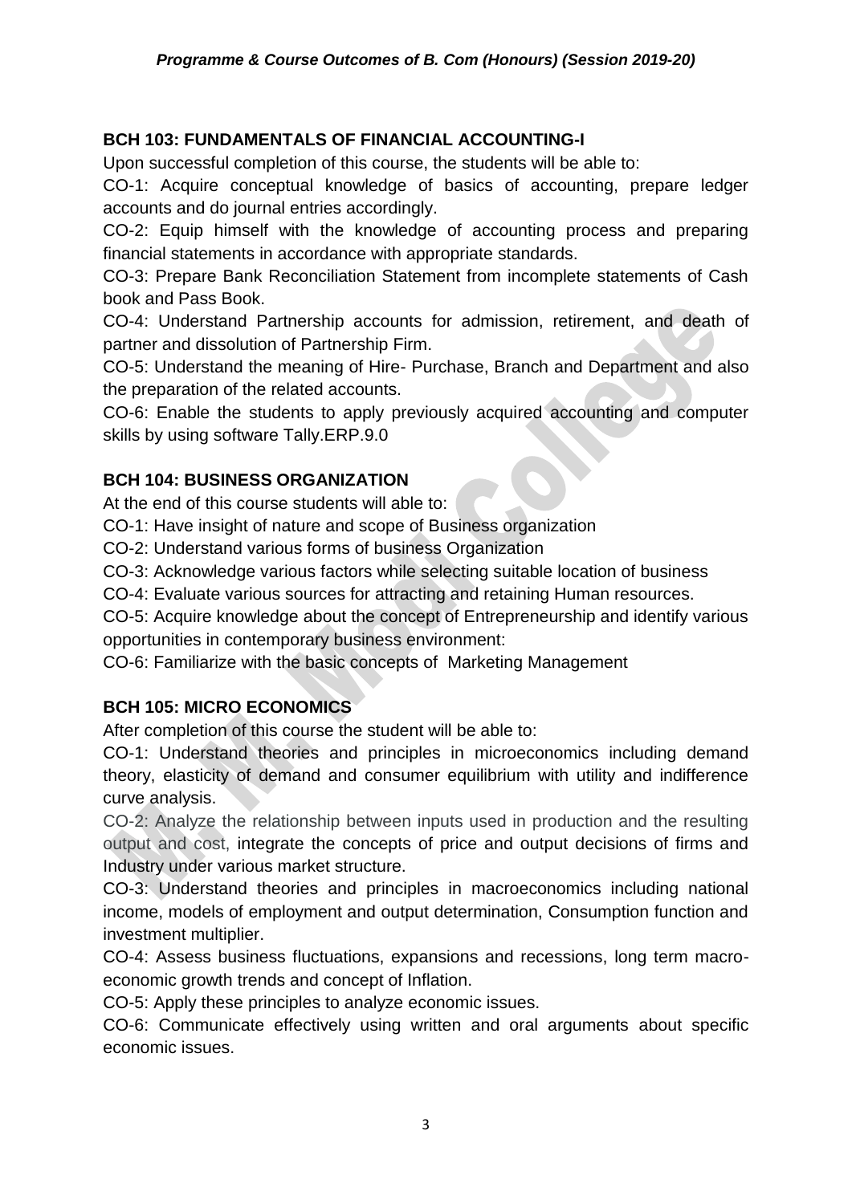### BCH 103: FUNDAMENTALS OF FINANCIAL ACCOUNTING-I

Upon successful completion of this course, the students will be able to:

CO-1: Acquire conceptual knowledge of basics of accounting, prepare ledger accounts and do journal entries accordingly.

CO-2: Equip himself with the knowledge of accounting process and preparing financial statements in accordance with appropriate standards.

CO-3: Prepare Bank Reconciliation Statement from incomplete statements of Cash book and Pass Book.

CO-4: Understand Partnership accounts for admission, retirement, and death of partner and dissolution of Partnership Firm.

CO-5: Understand the meaning of Hire- Purchase, Branch and Department and also the preparation of the related accounts.

CO-6: Enable the students to apply previously acquired accounting and computer skills by using software Tally.ERP.9.0

### BCH 104: BUSINESS ORGANIZATION

At the end of this course students will able to:

CO-1: Have insight of nature and scope of Business organization

CO-2: Understand various forms of business Organization

CO-3: Acknowledge various factors while selecting suitable location of business

CO-4: Evaluate various sources for attracting and retaining Human resources.

CO-5: Acquire knowledge about the concept of Entrepreneurship and identify various opportunities in contemporary business environment:

CO-6: Familiarize with the basic concepts of Marketing Management

### BCH 105: MICRO ECONOMICS

After completion of this course the student will be able to:

CO-1: Understand theories and principles in microeconomics including demand theory, elasticity of demand and consumer equilibrium with utility and indifference curve analysis.

CO-2: Analyze the relationship between inputs used in production and the resulting output and cost, integrate the concepts of price and output decisions of firms and Industry under various market structure.

CO-3: Understand theories and principles in macroeconomics including national income, models of employment and output determination, Consumption function and investment multiplier.

CO-4: Assess business fluctuations, expansions and recessions, long term macro-economic growth trends and concept of Inflation.

CO-5: Apply these principles to analyze economic issues.

CO-6: Communicate effectively using written and oral arguments about specific economic issues.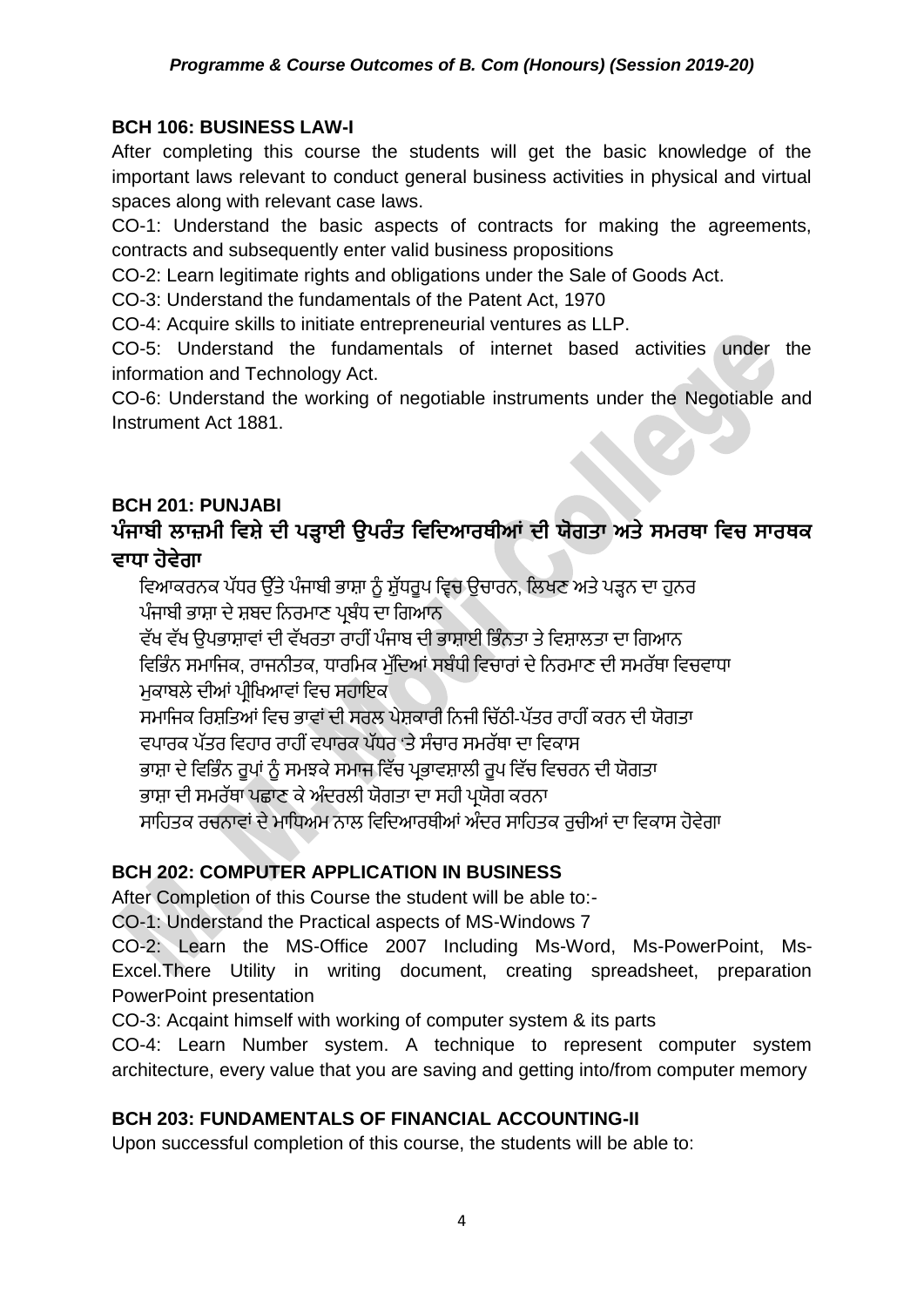**BCH 106: BUSINESS LAW-I**

After completing this course the students will get the basic knowledge of the important laws relevant to conduct general business activities in physical and virtual spaces along with relevant case laws.

CO-1: Understand the basic aspects of contracts for making the agreements, contracts and subsequently enter valid business propositions

CO-2: Learn legitimate rights and obligations under the Sale of Goods Act.

CO-3: Understand the fundamentals of the Patent Act, 1970

CO-4: Acquire skills to initiate entrepreneurial ventures as LLP.

CO-5: Understand the fundamentals of internet based activities under the information and Technology Act.

CO-6: Understand the working of negotiable instruments under the Negotiable and Instrument Act 1881.

**BCH 201: PUNJABI**

**ਪੰਜਾਬੀ ਲਾਜ਼ਮੀ ਵਿਸ਼ੇ ਦੀ ਪੜ੍ਹਾਈ ਉਪਰੰਤ ਵਿਦਿਆਰਥੀਆਂ ਦੀ ਯੋਗਤਾ ਅਤੇ ਸਮਰਥਾ ਵਿਚ ਸਾਰਥਕ ਵਾਧਾ ਹੋਵੇਗਾ**

ਵਿਆਕਰਨਕ ਪੱਧਰ ਉੱਤੇ ਪੰਜਾਬੀ ਭਾਸ਼ਾ ਨੂੰ ਸ਼ੁੱਧਰੂਪ ਵ੍ਵਿਚ ਉਚਾਰਨ, ਲਿਖਣ ਅਤੇ ਪੜ੍ਹਨ ਦਾ ਹੁਨਰ

ਪੰਜਾਬੀ ਭਾਸ਼ਾ ਦੇ ਸ਼ਬਦ ਨਿਰਮਾਣ ਪ੍ਰਬੰਧ ਦਾ ਗਿਆਨ

ਵੱਖ ਵੱਖ ਉਪਭਾਸ਼ਾਵਾਂ ਦੀ ਵੱਖਰਤਾ ਰਾਹੀਂ ਪੰਜਾਬ ਦੀ ਭਾਸ਼ਾਈ ਭਿੰਨਤਾ ਤੇ ਵਿਸ਼ਾਲਤਾ ਦਾ ਗਿਆਨ

ਵਿਭਿੰਨ ਸਮਾਜਿਕ, ਰਾਜਨੀਤਕ, ਧਾਰਮਿਕ ਮੁੱਦਿਆਂ ਸਬੰਧੀ ਵਿਚਾਰਾਂ ਦੇ ਨਿਰਮਾਣ ਦੀ ਸਮਰੱਥਾ ਵਿਚਵਾਧਾ

ਮੁਕਾਬਲੇ ਦੀਆਂ ਪ੍ਰੀਖਿਆਵਾਂ ਵਿਚ ਸਹਾਇਕ

ਸਮਾਜਿਕ ਰਿਸ਼ਤਿਆਂ ਵਿਚ ਭਾਵਾਂ ਦੀ ਸਰਲ ਪੇਸ਼ਕਾਰੀ ਨਿਜੀ ਚਿੱਠੀ-ਪੱਤਰ ਰਾਹੀਂ ਕਰਨ ਦੀ ਯੋਗਤਾ

ਵਪਾਰਕ ਪੱਤਰ ਵਿਹਾਰ ਰਾਹੀਂ ਵਪਾਰਕ ਪੱਧਰ 'ਤੇ ਸੰਚਾਰ ਸਮਰੱਥਾ ਦਾ ਵਿਕਾਸ

ਭਾਸ਼ਾ ਦੇ ਵਿਭਿੰਨ ਰੂਪਾਂ ਨੂੰ ਸਮਝਕੇ ਸਮਾਜ ਵਿੱਚ ਪ੍ਰਭਾਵਸ਼ਾਲੀ ਰੂਪ ਵਿੱਚ ਵਿਚਰਨ ਦੀ ਯੋਗਤਾ

ਭਾਸ਼ਾ ਦੀ ਸਮਰੱਥਾ ਪਛਾਣ ਕੇ ਅੰਦਰਲੀ ਯੋਗਤਾ ਦਾ ਸਹੀ ਪ੍ਰਯੋਗ ਕਰਨਾ

ਸਾਹਿਤਕ ਰਚਨਾਵਾਂ ਦੇ ਮਾਧਿਅਮ ਨਾਲ ਵਿਦਿਆਰਥੀਆਂ ਅੰਦਰ ਸਾਹਿਤਕ ਰੁਚੀਆਂ ਦਾ ਵਿਕਾਸ ਹੋਵੇਗਾ

**BCH 202: COMPUTER APPLICATION IN BUSINESS**

After Completion of this Course the student will be able to:-

CO-1: Understand the Practical aspects of MS-Windows 7

CO-2: Learn the MS-Office 2007 Including Ms-Word, Ms-PowerPoint, Ms-Excel.There Utility in writing document, creating spreadsheet, preparation PowerPoint presentation

CO-3: Acqaint himself with working of computer system & its parts

CO-4: Learn Number system. A technique to represent computer system architecture, every value that you are saving and getting into/from computer memory

**BCH 203: FUNDAMENTALS OF FINANCIAL ACCOUNTING-II**

Upon successful completion of this course, the students will be able to: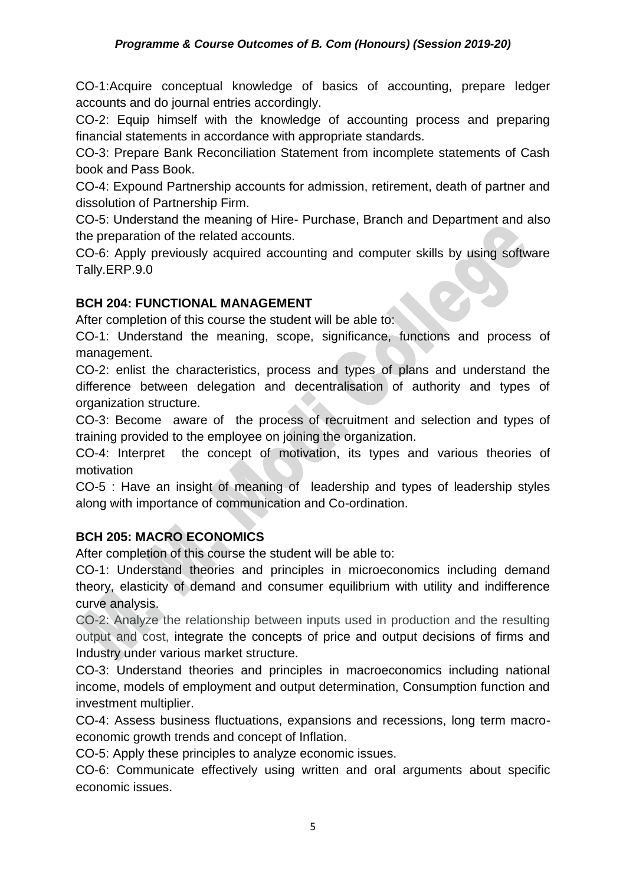CO-1:Acquire conceptual knowledge of basics of accounting, prepare ledger accounts and do journal entries accordingly.

CO-2: Equip himself with the knowledge of accounting process and preparing financial statements in accordance with appropriate standards.

CO-3: Prepare Bank Reconciliation Statement from incomplete statements of Cash book and Pass Book.

CO-4: Expound Partnership accounts for admission, retirement, death of partner and dissolution of Partnership Firm.

CO-5: Understand the meaning of Hire- Purchase, Branch and Department and also the preparation of the related accounts.

CO-6: Apply previously acquired accounting and computer skills by using software Tally.ERP.9.0

**BCH 204: FUNCTIONAL MANAGEMENT**

After completion of this course the student will be able to:

CO-1: Understand the meaning, scope, significance, functions and process of management.

CO-2: enlist the characteristics, process and types of plans and understand the difference between delegation and decentralisation of authority and types of organization structure.

CO-3: Become aware of the process of recruitment and selection and types of training provided to the employee on joining the organization.

CO-4: Interpret the concept of motivation, its types and various theories of motivation

CO-5 : Have an insight of meaning of leadership and types of leadership styles along with importance of communication and Co-ordination.

**BCH 205: MACRO ECONOMICS**

After completion of this course the student will be able to:

CO-1: Understand theories and principles in microeconomics including demand theory, elasticity of demand and consumer equilibrium with utility and indifference curve analysis.

CO-2: Analyze the relationship between inputs used in production and the resulting output and cost, integrate the concepts of price and output decisions of firms and Industry under various market structure.

CO-3: Understand theories and principles in macroeconomics including national income, models of employment and output determination, Consumption function and investment multiplier.

CO-4: Assess business fluctuations, expansions and recessions, long term macro-economic growth trends and concept of Inflation.

CO-5: Apply these principles to analyze economic issues.

CO-6: Communicate effectively using written and oral arguments about specific economic issues.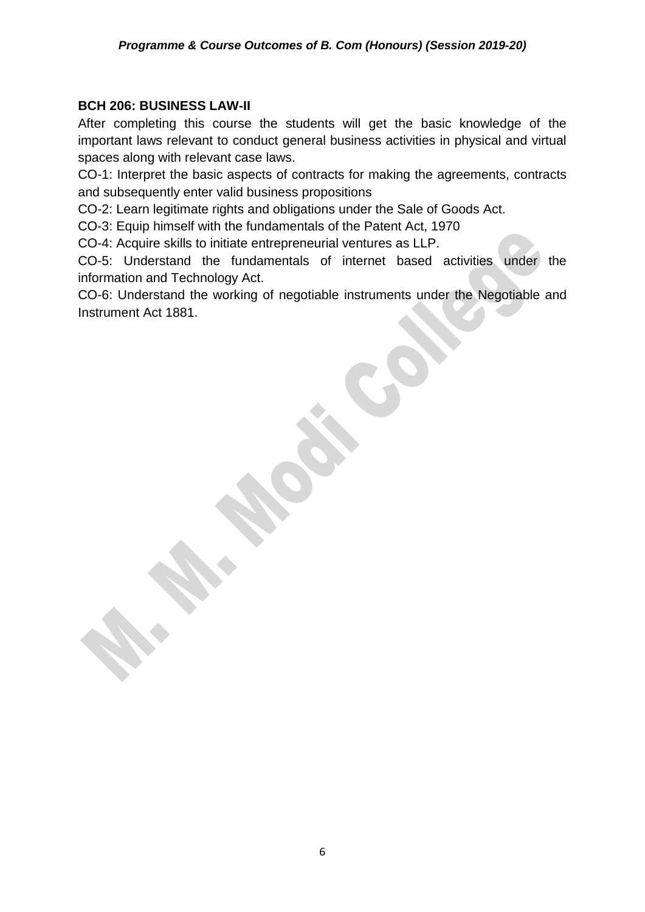### BCH 206: BUSINESS LAW-II

After completing this course the students will get the basic knowledge of the important laws relevant to conduct general business activities in physical and virtual spaces along with relevant case laws.

CO-1: Interpret the basic aspects of contracts for making the agreements, contracts and subsequently enter valid business propositions

CO-2: Learn legitimate rights and obligations under the Sale of Goods Act.

CO-3: Equip himself with the fundamentals of the Patent Act, 1970

CO-4: Acquire skills to initiate entrepreneurial ventures as LLP.

CO-5: Understand the fundamentals of internet based activities under the information and Technology Act.

CO-6: Understand the working of negotiable instruments under the Negotiable and Instrument Act 1881.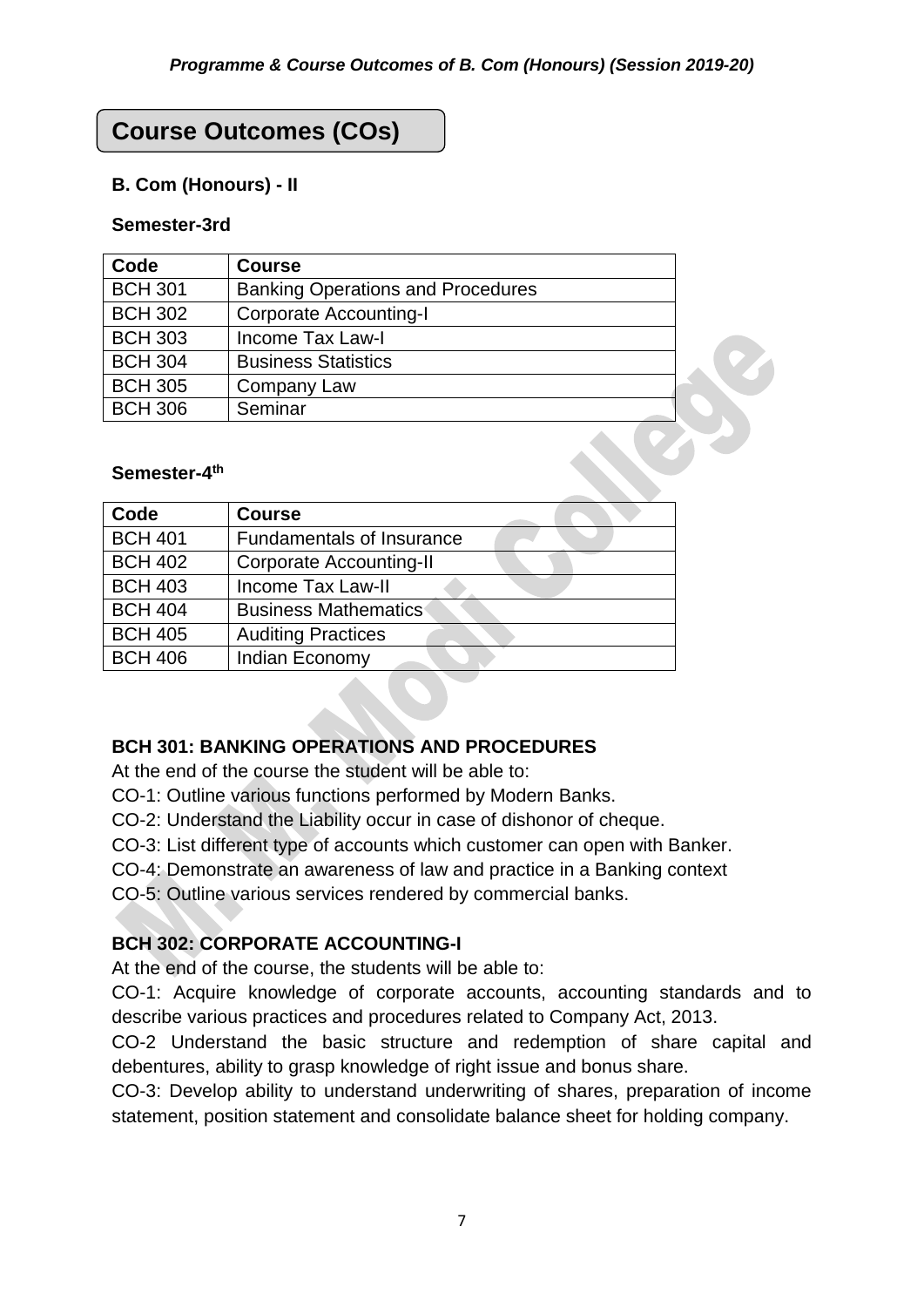## Course Outcomes (COs)

**B. Com (Honours) - II**

**Semester-3rd**

| Code | Course |
|---|---|
| BCH 301 | Banking Operations and Procedures |
| BCH 302 | Corporate Accounting-I |
| BCH 303 | Income Tax Law-I |
| BCH 304 | Business Statistics |
| BCH 305 | Company Law |
| BCH 306 | Seminar |

**Semester-4th**

| Code | Course |
|---|---|
| BCH 401 | Fundamentals of Insurance |
| BCH 402 | Corporate Accounting-II |
| BCH 403 | Income Tax Law-II |
| BCH 404 | Business Mathematics |
| BCH 405 | Auditing Practices |
| BCH 406 | Indian Economy |

### BCH 301: BANKING OPERATIONS AND PROCEDURES

At the end of the course the student will be able to:

CO-1: Outline various functions performed by Modern Banks.

CO-2: Understand the Liability occur in case of dishonor of cheque.

CO-3: List different type of accounts which customer can open with Banker.

CO-4: Demonstrate an awareness of law and practice in a Banking context

CO-5: Outline various services rendered by commercial banks.

### BCH 302: CORPORATE ACCOUNTING-I

At the end of the course, the students will be able to:

CO-1: Acquire knowledge of corporate accounts, accounting standards and to describe various practices and procedures related to Company Act, 2013.

CO-2 Understand the basic structure and redemption of share capital and debentures, ability to grasp knowledge of right issue and bonus share.

CO-3: Develop ability to understand underwriting of shares, preparation of income statement, position statement and consolidate balance sheet for holding company.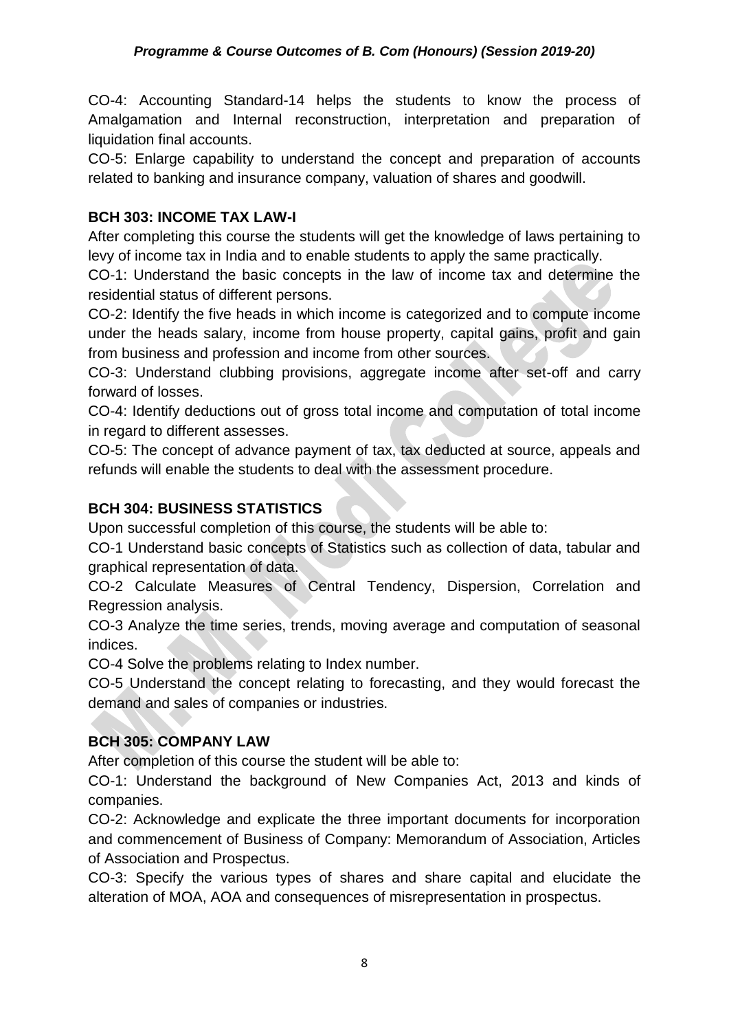CO-4: Accounting Standard-14 helps the students to know the process of Amalgamation and Internal reconstruction, interpretation and preparation of liquidation final accounts.

CO-5: Enlarge capability to understand the concept and preparation of accounts related to banking and insurance company, valuation of shares and goodwill.

**BCH 303: INCOME TAX LAW-I**

After completing this course the students will get the knowledge of laws pertaining to levy of income tax in India and to enable students to apply the same practically.

CO-1: Understand the basic concepts in the law of income tax and determine the residential status of different persons.

CO-2: Identify the five heads in which income is categorized and to compute income under the heads salary, income from house property, capital gains, profit and gain from business and profession and income from other sources.

CO-3: Understand clubbing provisions, aggregate income after set-off and carry forward of losses.

CO-4: Identify deductions out of gross total income and computation of total income in regard to different assesses.

CO-5: The concept of advance payment of tax, tax deducted at source, appeals and refunds will enable the students to deal with the assessment procedure.

**BCH 304: BUSINESS STATISTICS**

Upon successful completion of this course, the students will be able to:

CO-1 Understand basic concepts of Statistics such as collection of data, tabular and graphical representation of data.

CO-2 Calculate Measures of Central Tendency, Dispersion, Correlation and Regression analysis.

CO-3 Analyze the time series, trends, moving average and computation of seasonal indices.

CO-4 Solve the problems relating to Index number.

CO-5 Understand the concept relating to forecasting, and they would forecast the demand and sales of companies or industries.

**BCH 305: COMPANY LAW**

After completion of this course the student will be able to:

CO-1: Understand the background of New Companies Act, 2013 and kinds of companies.

CO-2: Acknowledge and explicate the three important documents for incorporation and commencement of Business of Company: Memorandum of Association, Articles of Association and Prospectus.

CO-3: Specify the various types of shares and share capital and elucidate the alteration of MOA, AOA and consequences of misrepresentation in prospectus.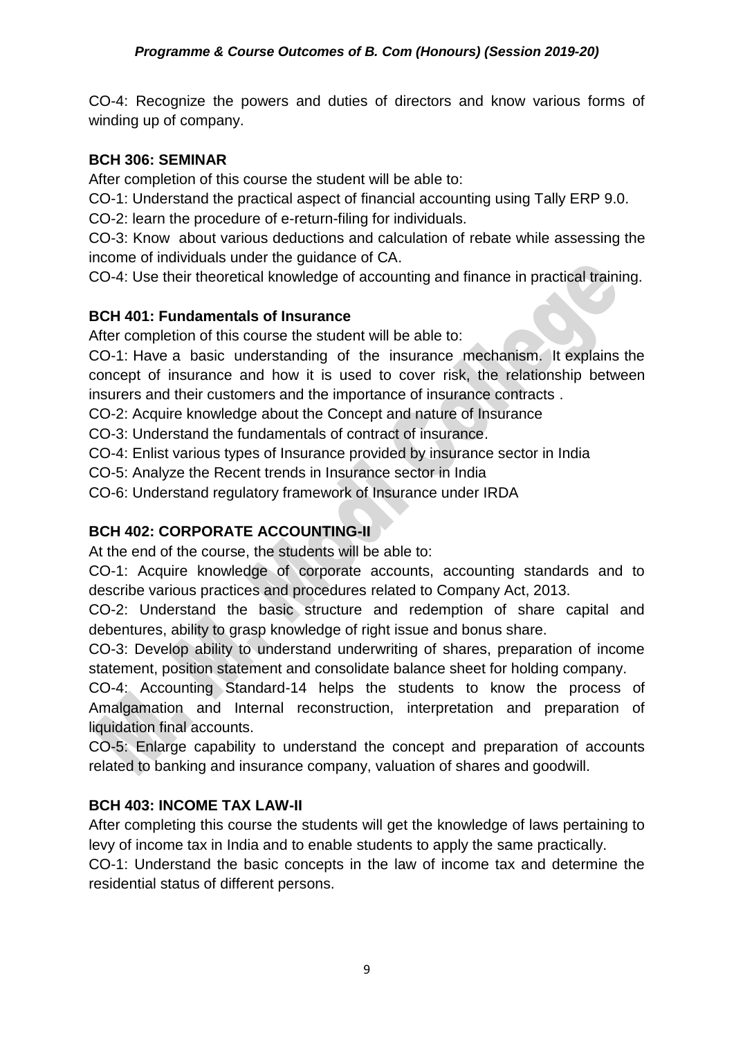CO-4: Recognize the powers and duties of directors and know various forms of winding up of company.

**BCH 306: SEMINAR**

After completion of this course the student will be able to:

CO-1: Understand the practical aspect of financial accounting using Tally ERP 9.0.

CO-2: learn the procedure of e-return-filing for individuals.

CO-3: Know about various deductions and calculation of rebate while assessing the income of individuals under the guidance of CA.

CO-4: Use their theoretical knowledge of accounting and finance in practical training.

**BCH 401: Fundamentals of Insurance**

After completion of this course the student will be able to:

CO-1: Have a basic understanding of the insurance mechanism. It explains the concept of insurance and how it is used to cover risk, the relationship between insurers and their customers and the importance of insurance contracts .

CO-2: Acquire knowledge about the Concept and nature of Insurance

CO-3: Understand the fundamentals of contract of insurance.

CO-4: Enlist various types of Insurance provided by insurance sector in India

CO-5: Analyze the Recent trends in Insurance sector in India

CO-6: Understand regulatory framework of Insurance under IRDA

**BCH 402: CORPORATE ACCOUNTING-II**

At the end of the course, the students will be able to:

CO-1: Acquire knowledge of corporate accounts, accounting standards and to describe various practices and procedures related to Company Act, 2013.

CO-2: Understand the basic structure and redemption of share capital and debentures, ability to grasp knowledge of right issue and bonus share.

CO-3: Develop ability to understand underwriting of shares, preparation of income statement, position statement and consolidate balance sheet for holding company.

CO-4: Accounting Standard-14 helps the students to know the process of Amalgamation and Internal reconstruction, interpretation and preparation of liquidation final accounts.

CO-5: Enlarge capability to understand the concept and preparation of accounts related to banking and insurance company, valuation of shares and goodwill.

**BCH 403: INCOME TAX LAW-II**

After completing this course the students will get the knowledge of laws pertaining to levy of income tax in India and to enable students to apply the same practically.

CO-1: Understand the basic concepts in the law of income tax and determine the residential status of different persons.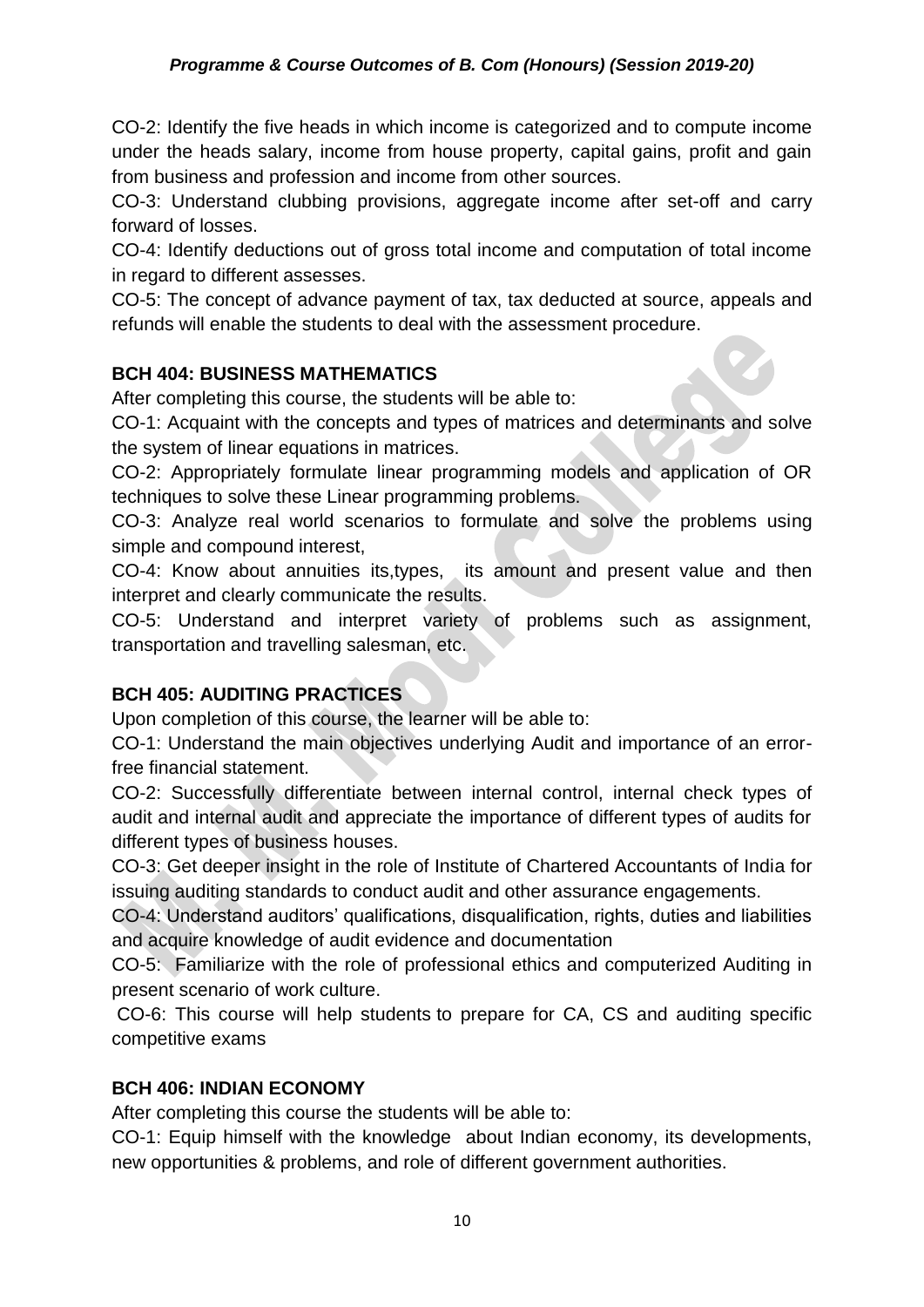CO-2: Identify the five heads in which income is categorized and to compute income under the heads salary, income from house property, capital gains, profit and gain from business and profession and income from other sources.

CO-3: Understand clubbing provisions, aggregate income after set-off and carry forward of losses.

CO-4: Identify deductions out of gross total income and computation of total income in regard to different assesses.

CO-5: The concept of advance payment of tax, tax deducted at source, appeals and refunds will enable the students to deal with the assessment procedure.

### BCH 404: BUSINESS MATHEMATICS

After completing this course, the students will be able to:

CO-1: Acquaint with the concepts and types of matrices and determinants and solve the system of linear equations in matrices.

CO-2: Appropriately formulate linear programming models and application of OR techniques to solve these Linear programming problems.

CO-3: Analyze real world scenarios to formulate and solve the problems using simple and compound interest,

CO-4: Know about annuities its,types, its amount and present value and then interpret and clearly communicate the results.

CO-5: Understand and interpret variety of problems such as assignment, transportation and travelling salesman, etc.

### BCH 405: AUDITING PRACTICES

Upon completion of this course, the learner will be able to:

CO-1: Understand the main objectives underlying Audit and importance of an error-free financial statement.

CO-2: Successfully differentiate between internal control, internal check types of audit and internal audit and appreciate the importance of different types of audits for different types of business houses.

CO-3: Get deeper insight in the role of Institute of Chartered Accountants of India for issuing auditing standards to conduct audit and other assurance engagements.

CO-4: Understand auditors' qualifications, disqualification, rights, duties and liabilities and acquire knowledge of audit evidence and documentation

CO-5: Familiarize with the role of professional ethics and computerized Auditing in present scenario of work culture.

CO-6: This course will help students to prepare for CA, CS and auditing specific competitive exams

### BCH 406: INDIAN ECONOMY

After completing this course the students will be able to:

CO-1: Equip himself with the knowledge about Indian economy, its developments, new opportunities & problems, and role of different government authorities.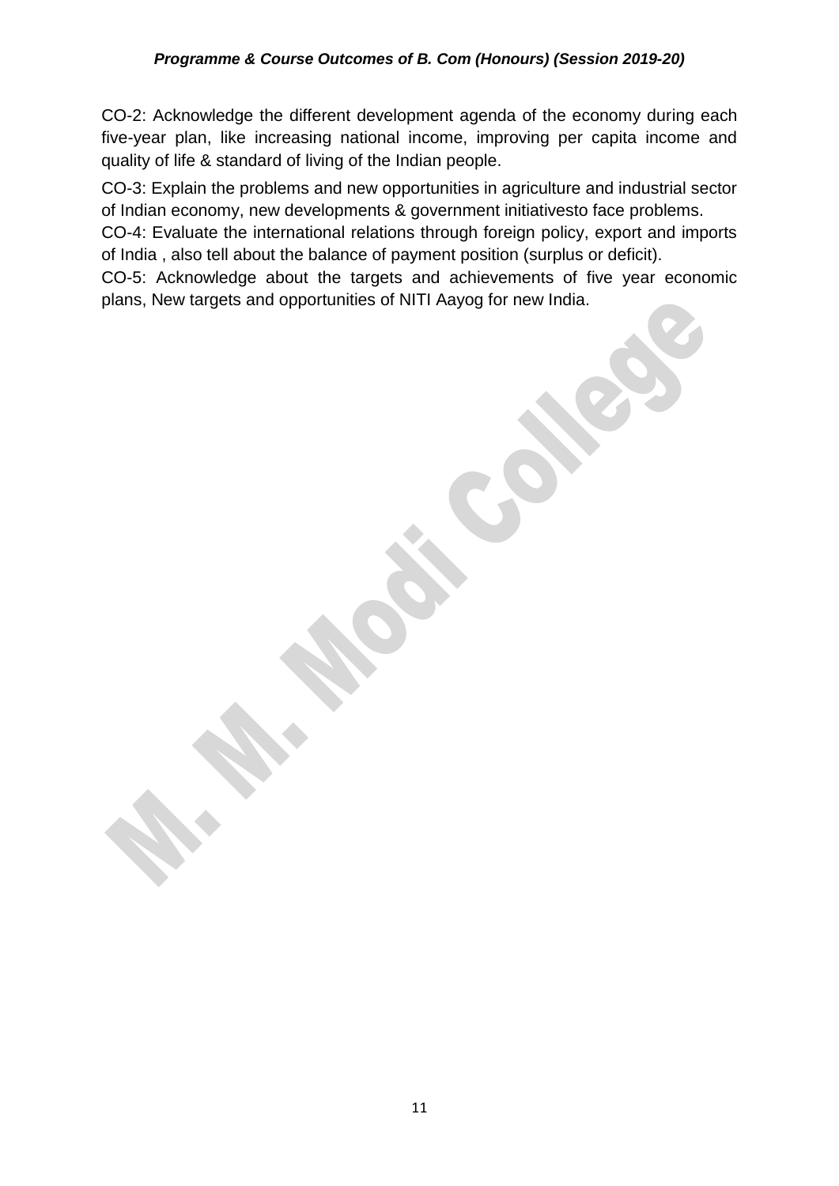CO-2: Acknowledge the different development agenda of the economy during each five-year plan, like increasing national income, improving per capita income and quality of life & standard of living of the Indian people.

CO-3: Explain the problems and new opportunities in agriculture and industrial sector of Indian economy, new developments & government initiativesto face problems.

CO-4: Evaluate the international relations through foreign policy, export and imports of India , also tell about the balance of payment position (surplus or deficit).

CO-5: Acknowledge about the targets and achievements of five year economic plans, New targets and opportunities of NITI Aayog for new India.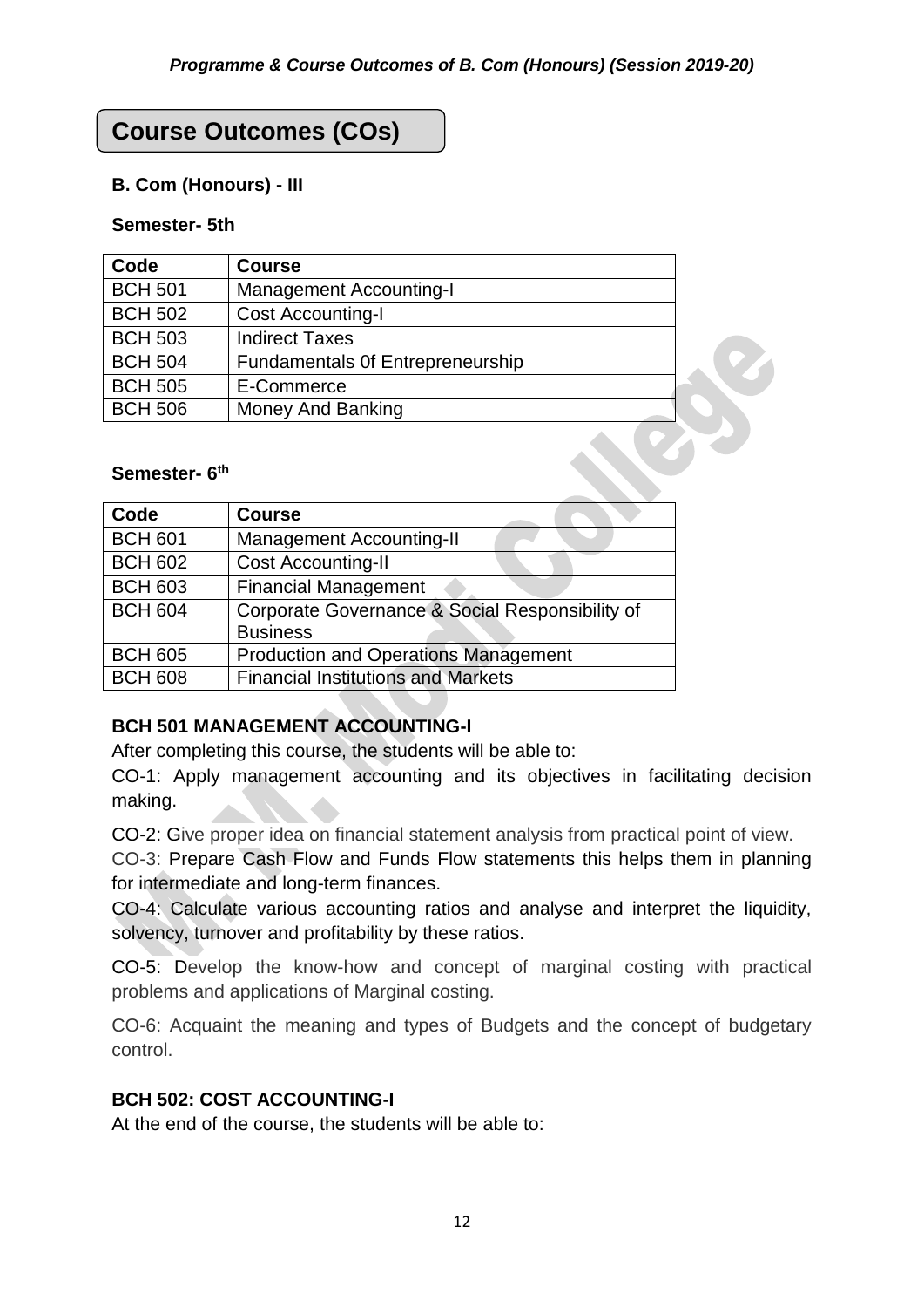## Course Outcomes (COs)

### B. Com (Honours) - III

#### Semester- 5th

| Code | Course |
|---|---|
| BCH 501 | Management Accounting-I |
| BCH 502 | Cost Accounting-I |
| BCH 503 | Indirect Taxes |
| BCH 504 | Fundamentals 0f Entrepreneurship |
| BCH 505 | E-Commerce |
| BCH 506 | Money And Banking |

#### Semester- 6th

| Code | Course |
|---|---|
| BCH 601 | Management Accounting-II |
| BCH 602 | Cost Accounting-II |
| BCH 603 | Financial Management |
| BCH 604 | Corporate Governance & Social Responsibility of Business |
| BCH 605 | Production and Operations Management |
| BCH 608 | Financial Institutions and Markets |

### BCH 501 MANAGEMENT ACCOUNTING-I

After completing this course, the students will be able to:

CO-1: Apply management accounting and its objectives in facilitating decision making.

CO-2: Give proper idea on financial statement analysis from practical point of view.

CO-3: Prepare Cash Flow and Funds Flow statements this helps them in planning for intermediate and long-term finances.

CO-4: Calculate various accounting ratios and analyse and interpret the liquidity, solvency, turnover and profitability by these ratios.

CO-5: Develop the know-how and concept of marginal costing with practical problems and applications of Marginal costing.

CO-6: Acquaint the meaning and types of Budgets and the concept of budgetary control.

### BCH 502: COST ACCOUNTING-I

At the end of the course, the students will be able to: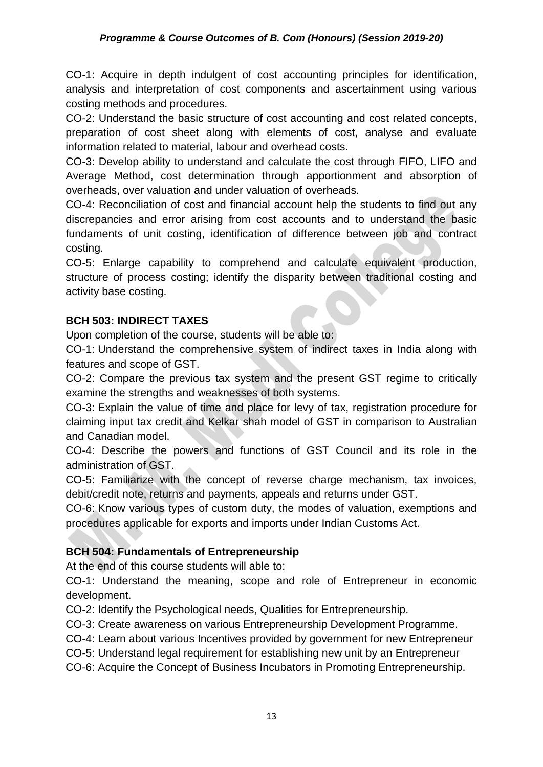CO-1: Acquire in depth indulgent of cost accounting principles for identification, analysis and interpretation of cost components and ascertainment using various costing methods and procedures.

CO-2: Understand the basic structure of cost accounting and cost related concepts, preparation of cost sheet along with elements of cost, analyse and evaluate information related to material, labour and overhead costs.

CO-3: Develop ability to understand and calculate the cost through FIFO, LIFO and Average Method, cost determination through apportionment and absorption of overheads, over valuation and under valuation of overheads.

CO-4: Reconciliation of cost and financial account help the students to find out any discrepancies and error arising from cost accounts and to understand the basic fundaments of unit costing, identification of difference between job and contract costing.

CO-5: Enlarge capability to comprehend and calculate equivalent production, structure of process costing; identify the disparity between traditional costing and activity base costing.

**BCH 503: INDIRECT TAXES**

Upon completion of the course, students will be able to:

CO-1: Understand the comprehensive system of indirect taxes in India along with features and scope of GST.

CO-2: Compare the previous tax system and the present GST regime to critically examine the strengths and weaknesses of both systems.

CO-3: Explain the value of time and place for levy of tax, registration procedure for claiming input tax credit and Kelkar shah model of GST in comparison to Australian and Canadian model.

CO-4: Describe the powers and functions of GST Council and its role in the administration of GST.

CO-5: Familiarize with the concept of reverse charge mechanism, tax invoices, debit/credit note, returns and payments, appeals and returns under GST.

CO-6: Know various types of custom duty, the modes of valuation, exemptions and procedures applicable for exports and imports under Indian Customs Act.

**BCH 504: Fundamentals of Entrepreneurship**

At the end of this course students will able to:

CO-1: Understand the meaning, scope and role of Entrepreneur in economic development.

CO-2: Identify the Psychological needs, Qualities for Entrepreneurship.

CO-3: Create awareness on various Entrepreneurship Development Programme.

CO-4: Learn about various Incentives provided by government for new Entrepreneur

CO-5: Understand legal requirement for establishing new unit by an Entrepreneur

CO-6: Acquire the Concept of Business Incubators in Promoting Entrepreneurship.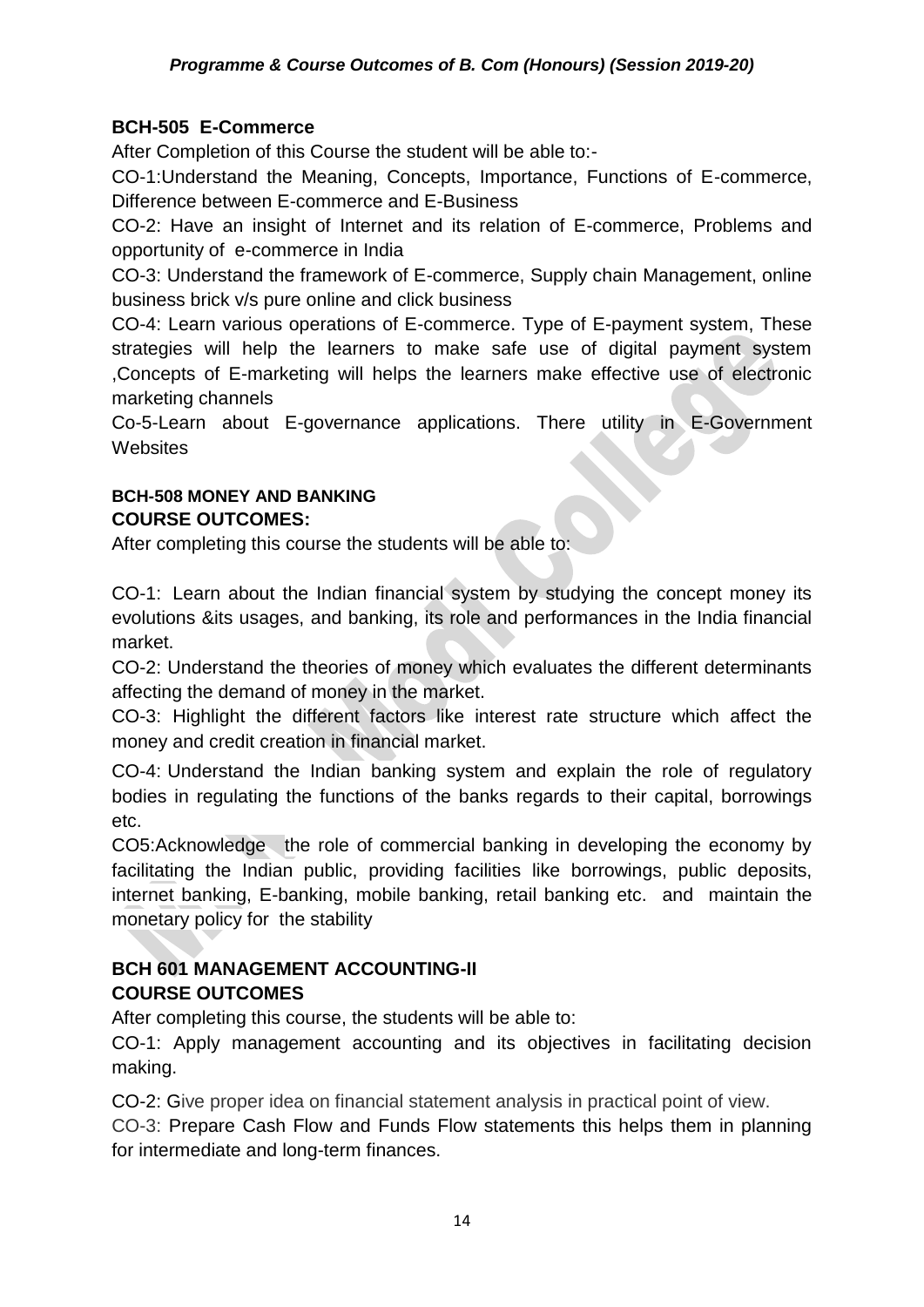### BCH-505 E-Commerce

After Completion of this Course the student will be able to:-

CO-1:Understand the Meaning, Concepts, Importance, Functions of E-commerce, Difference between E-commerce and E-Business

CO-2: Have an insight of Internet and its relation of E-commerce, Problems and opportunity of e-commerce in India

CO-3: Understand the framework of E-commerce, Supply chain Management, online business brick v/s pure online and click business

CO-4: Learn various operations of E-commerce. Type of E-payment system, These strategies will help the learners to make safe use of digital payment system ,Concepts of E-marketing will helps the learners make effective use of electronic marketing channels

Co-5-Learn about E-governance applications. There utility in E-Government Websites

### BCH-508 MONEY AND BANKING

### COURSE OUTCOMES:

After completing this course the students will be able to:

CO-1: Learn about the Indian financial system by studying the concept money its evolutions &its usages, and banking, its role and performances in the India financial market.

CO-2: Understand the theories of money which evaluates the different determinants affecting the demand of money in the market.

CO-3: Highlight the different factors like interest rate structure which affect the money and credit creation in financial market.

CO-4: Understand the Indian banking system and explain the role of regulatory bodies in regulating the functions of the banks regards to their capital, borrowings etc.

CO5:Acknowledge the role of commercial banking in developing the economy by facilitating the Indian public, providing facilities like borrowings, public deposits, internet banking, E-banking, mobile banking, retail banking etc. and maintain the monetary policy for the stability

### BCH 601 MANAGEMENT ACCOUNTING-II

### COURSE OUTCOMES

After completing this course, the students will be able to:

CO-1: Apply management accounting and its objectives in facilitating decision making.

CO-2: Give proper idea on financial statement analysis in practical point of view.

CO-3: Prepare Cash Flow and Funds Flow statements this helps them in planning for intermediate and long-term finances.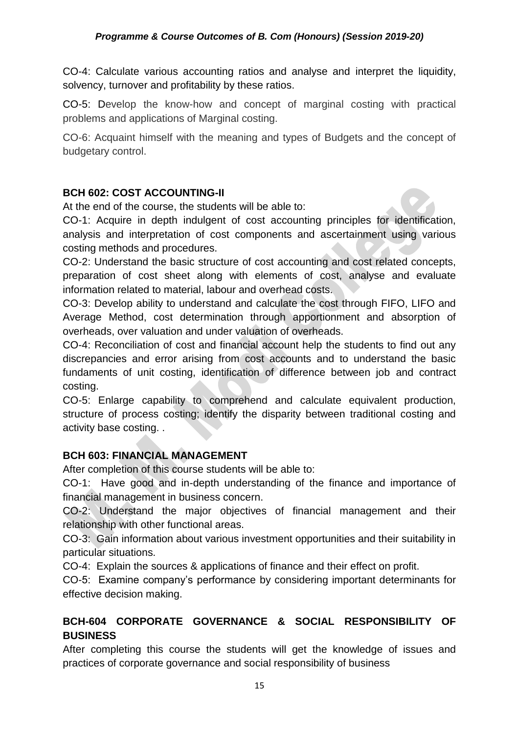CO-4: Calculate various accounting ratios and analyse and interpret the liquidity, solvency, turnover and profitability by these ratios.

CO-5: Develop the know-how and concept of marginal costing with practical problems and applications of Marginal costing.

CO-6: Acquaint himself with the meaning and types of Budgets and the concept of budgetary control.

**BCH 602: COST ACCOUNTING-II**

At the end of the course, the students will be able to:

CO-1: Acquire in depth indulgent of cost accounting principles for identification, analysis and interpretation of cost components and ascertainment using various costing methods and procedures.

CO-2: Understand the basic structure of cost accounting and cost related concepts, preparation of cost sheet along with elements of cost, analyse and evaluate information related to material, labour and overhead costs.

CO-3: Develop ability to understand and calculate the cost through FIFO, LIFO and Average Method, cost determination through apportionment and absorption of overheads, over valuation and under valuation of overheads.

CO-4: Reconciliation of cost and financial account help the students to find out any discrepancies and error arising from cost accounts and to understand the basic fundaments of unit costing, identification of difference between job and contract costing.

CO-5: Enlarge capability to comprehend and calculate equivalent production, structure of process costing; identify the disparity between traditional costing and activity base costing. .

**BCH 603: FINANCIAL MANAGEMENT**

After completion of this course students will be able to:

CO-1: Have good and in-depth understanding of the finance and importance of financial management in business concern.

CO-2: Understand the major objectives of financial management and their relationship with other functional areas.

CO-3: Gain information about various investment opportunities and their suitability in particular situations.

CO-4: Explain the sources & applications of finance and their effect on profit.

CO-5: Examine company's performance by considering important determinants for effective decision making.

**BCH-604 CORPORATE GOVERNANCE & SOCIAL RESPONSIBILITY OF BUSINESS**

After completing this course the students will get the knowledge of issues and practices of corporate governance and social responsibility of business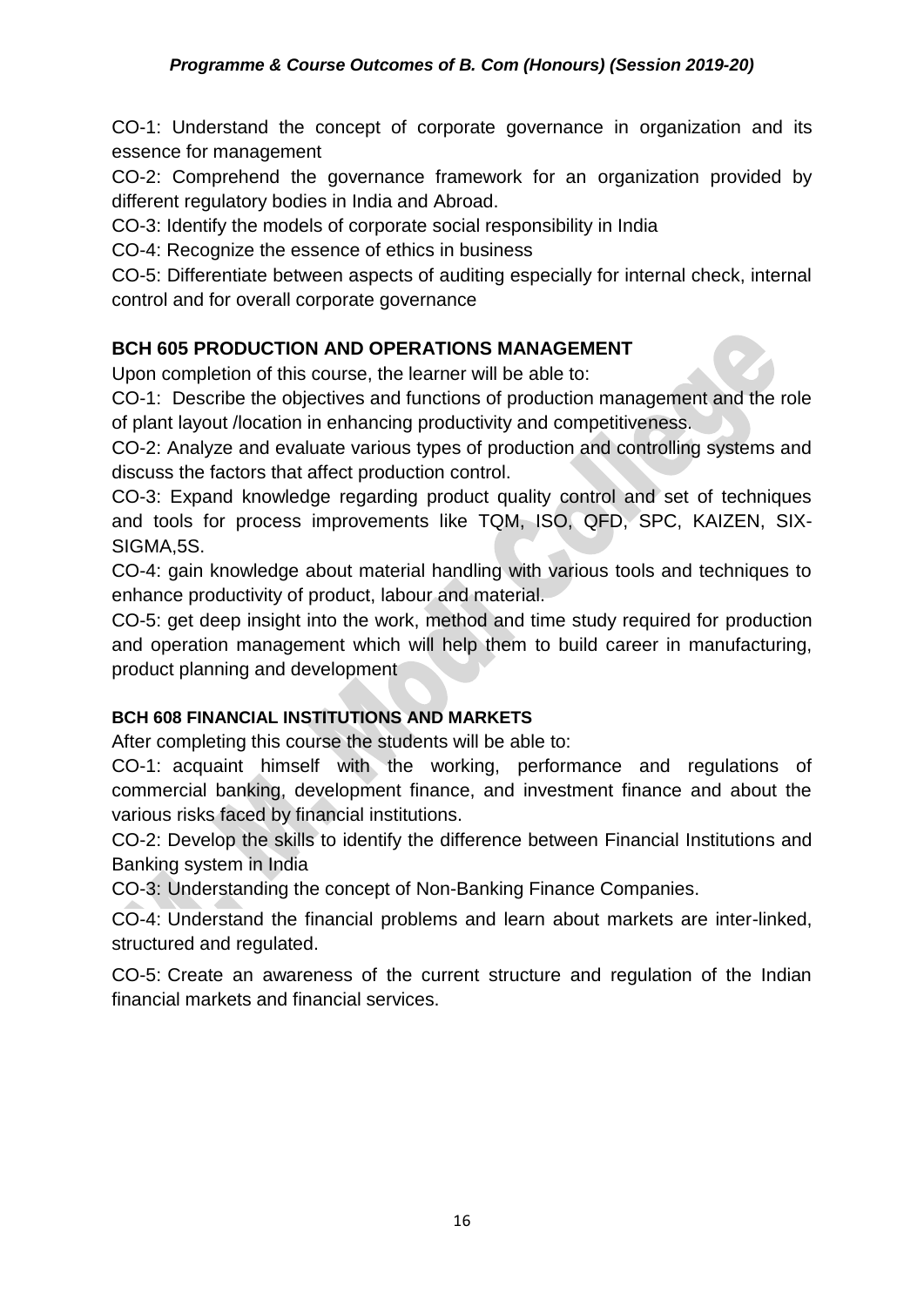CO-1: Understand the concept of corporate governance in organization and its essence for management

CO-2: Comprehend the governance framework for an organization provided by different regulatory bodies in India and Abroad.

CO-3: Identify the models of corporate social responsibility in India

CO-4: Recognize the essence of ethics in business

CO-5: Differentiate between aspects of auditing especially for internal check, internal control and for overall corporate governance

## BCH 605 PRODUCTION AND OPERATIONS MANAGEMENT

Upon completion of this course, the learner will be able to:

CO-1: Describe the objectives and functions of production management and the role of plant layout /location in enhancing productivity and competitiveness.

CO-2: Analyze and evaluate various types of production and controlling systems and discuss the factors that affect production control.

CO-3: Expand knowledge regarding product quality control and set of techniques and tools for process improvements like TQM, ISO, QFD, SPC, KAIZEN, SIX-SIGMA,5S.

CO-4: gain knowledge about material handling with various tools and techniques to enhance productivity of product, labour and material.

CO-5: get deep insight into the work, method and time study required for production and operation management which will help them to build career in manufacturing, product planning and development

### BCH 608 FINANCIAL INSTITUTIONS AND MARKETS

After completing this course the students will be able to:

CO-1: acquaint himself with the working, performance and regulations of commercial banking, development finance, and investment finance and about the various risks faced by financial institutions.

CO-2: Develop the skills to identify the difference between Financial Institutions and Banking system in India

CO-3: Understanding the concept of Non-Banking Finance Companies.

CO-4: Understand the financial problems and learn about markets are inter-linked, structured and regulated.

CO-5: Create an awareness of the current structure and regulation of the Indian financial markets and financial services.